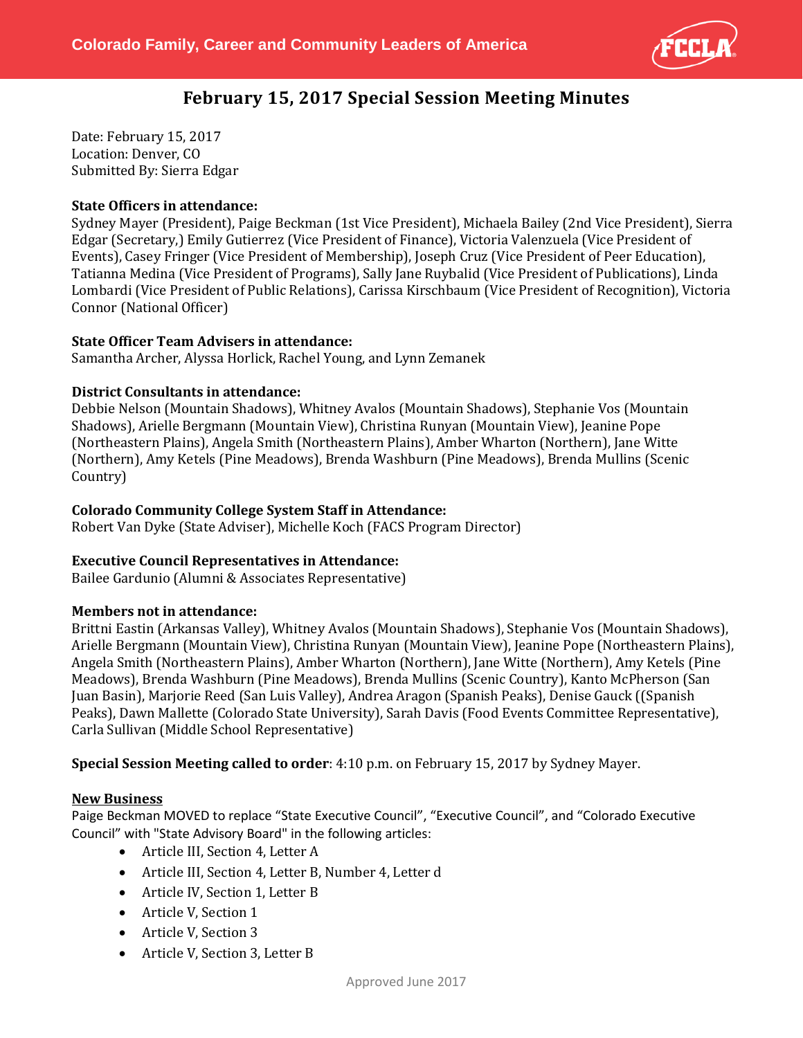Colorado Family, Career and Community Leaders of America

# February 15, 2017 Special Session Meeting Minutes

Date: February 15, 2017
Location: Denver, CO
Submitted By: Sierra Edgar

**State Officers in attendance:**
Sydney Mayer (President), Paige Beckman (1st Vice President), Michaela Bailey (2nd Vice President), Sierra Edgar (Secretary,) Emily Gutierrez (Vice President of Finance), Victoria Valenzuela (Vice President of Events), Casey Fringer (Vice President of Membership), Joseph Cruz (Vice President of Peer Education), Tatianna Medina (Vice President of Programs), Sally Jane Ruybalid (Vice President of Publications), Linda Lombardi (Vice President of Public Relations), Carissa Kirschbaum (Vice President of Recognition), Victoria Connor (National Officer)

**State Officer Team Advisers in attendance:**
Samantha Archer, Alyssa Horlick, Rachel Young, and Lynn Zemanek

**District Consultants in attendance:**
Debbie Nelson (Mountain Shadows), Whitney Avalos (Mountain Shadows), Stephanie Vos (Mountain Shadows), Arielle Bergmann (Mountain View), Christina Runyan (Mountain View), Jeanine Pope (Northeastern Plains), Angela Smith (Northeastern Plains), Amber Wharton (Northern), Jane Witte (Northern), Amy Ketels (Pine Meadows), Brenda Washburn (Pine Meadows), Brenda Mullins (Scenic Country)

**Colorado Community College System Staff in Attendance:**
Robert Van Dyke (State Adviser), Michelle Koch (FACS Program Director)

**Executive Council Representatives in Attendance:**
Bailee Gardunio (Alumni & Associates Representative)

**Members not in attendance:**
Brittni Eastin (Arkansas Valley), Whitney Avalos (Mountain Shadows), Stephanie Vos (Mountain Shadows), Arielle Bergmann (Mountain View), Christina Runyan (Mountain View), Jeanine Pope (Northeastern Plains), Angela Smith (Northeastern Plains), Amber Wharton (Northern), Jane Witte (Northern), Amy Ketels (Pine Meadows), Brenda Washburn (Pine Meadows), Brenda Mullins (Scenic Country), Kanto McPherson (San Juan Basin), Marjorie Reed (San Luis Valley), Andrea Aragon (Spanish Peaks), Denise Gauck ((Spanish Peaks), Dawn Mallette (Colorado State University), Sarah Davis (Food Events Committee Representative), Carla Sullivan (Middle School Representative)

**Special Session Meeting called to order**: 4:10 p.m. on February 15, 2017 by Sydney Mayer.

**New Business**

Paige Beckman MOVED to replace "State Executive Council", "Executive Council", and "Colorado Executive Council" with "State Advisory Board" in the following articles:

- Article III, Section 4, Letter A
- Article III, Section 4, Letter B, Number 4, Letter d
- Article IV, Section 1, Letter B
- Article V, Section 1
- Article V, Section 3
- Article V, Section 3, Letter B

Approved June 2017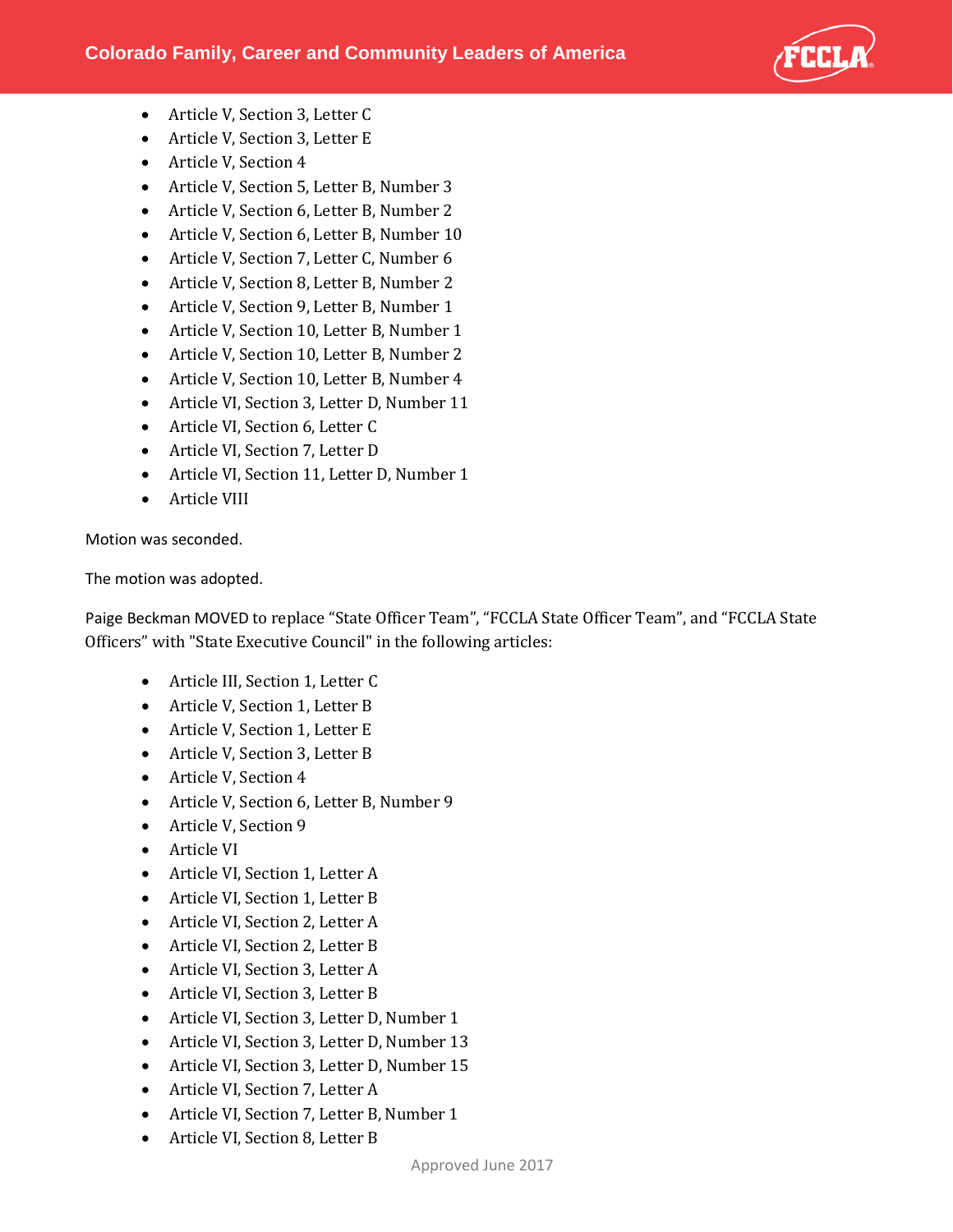- Article V, Section 3, Letter C
- Article V, Section 3, Letter E
- Article V, Section 4
- Article V, Section 5, Letter B, Number 3
- Article V, Section 6, Letter B, Number 2
- Article V, Section 6, Letter B, Number 10
- Article V, Section 7, Letter C, Number 6
- Article V, Section 8, Letter B, Number 2
- Article V, Section 9, Letter B, Number 1
- Article V, Section 10, Letter B, Number 1
- Article V, Section 10, Letter B, Number 2
- Article V, Section 10, Letter B, Number 4
- Article VI, Section 3, Letter D, Number 11
- Article VI, Section 6, Letter C
- Article VI, Section 7, Letter D
- Article VI, Section 11, Letter D, Number 1
- Article VIII

Motion was seconded.

The motion was adopted.

Paige Beckman MOVED to replace “State Officer Team”, “FCCLA State Officer Team”, and “FCCLA State Officers” with "State Executive Council" in the following articles:

- Article III, Section 1, Letter C
- Article V, Section 1, Letter B
- Article V, Section 1, Letter E
- Article V, Section 3, Letter B
- Article V, Section 4
- Article V, Section 6, Letter B, Number 9
- Article V, Section 9
- Article VI
- Article VI, Section 1, Letter A
- Article VI, Section 1, Letter B
- Article VI, Section 2, Letter A
- Article VI, Section 2, Letter B
- Article VI, Section 3, Letter A
- Article VI, Section 3, Letter B
- Article VI, Section 3, Letter D, Number 1
- Article VI, Section 3, Letter D, Number 13
- Article VI, Section 3, Letter D, Number 15
- Article VI, Section 7, Letter A
- Article VI, Section 7, Letter B, Number 1
- Article VI, Section 8, Letter B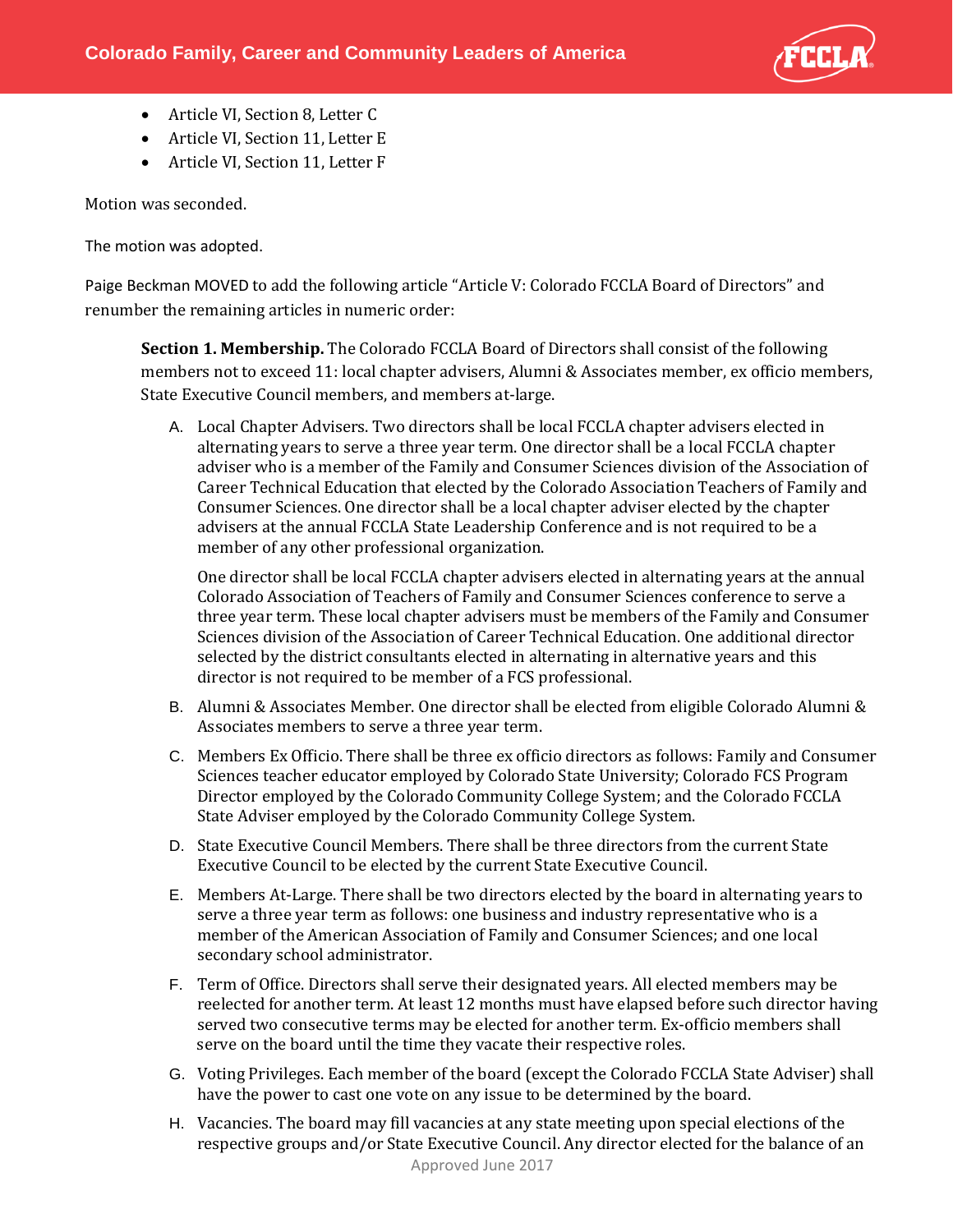- Article VI, Section 8, Letter C
- Article VI, Section 11, Letter E
- Article VI, Section 11, Letter F

Motion was seconded.

The motion was adopted.

Paige Beckman MOVED to add the following article "Article V: Colorado FCCLA Board of Directors" and renumber the remaining articles in numeric order:

> **Section 1. Membership.** The Colorado FCCLA Board of Directors shall consist of the following members not to exceed 11: local chapter advisers, Alumni & Associates member, ex officio members, State Executive Council members, and members at-large.
>
> A. Local Chapter Advisers. Two directors shall be local FCCLA chapter advisers elected in alternating years to serve a three year term. One director shall be a local FCCLA chapter adviser who is a member of the Family and Consumer Sciences division of the Association of Career Technical Education that elected by the Colorado Association Teachers of Family and Consumer Sciences. One director shall be a local chapter adviser elected by the chapter advisers at the annual FCCLA State Leadership Conference and is not required to be a member of any other professional organization.
>
> One director shall be local FCCLA chapter advisers elected in alternating years at the annual Colorado Association of Teachers of Family and Consumer Sciences conference to serve a three year term. These local chapter advisers must be members of the Family and Consumer Sciences division of the Association of Career Technical Education. One additional director selected by the district consultants elected in alternating in alternative years and this director is not required to be member of a FCS professional.
>
> B. Alumni & Associates Member. One director shall be elected from eligible Colorado Alumni & Associates members to serve a three year term.
>
> C. Members Ex Officio. There shall be three ex officio directors as follows: Family and Consumer Sciences teacher educator employed by Colorado State University; Colorado FCS Program Director employed by the Colorado Community College System; and the Colorado FCCLA State Adviser employed by the Colorado Community College System.
>
> D. State Executive Council Members. There shall be three directors from the current State Executive Council to be elected by the current State Executive Council.
>
> E. Members At-Large. There shall be two directors elected by the board in alternating years to serve a three year term as follows: one business and industry representative who is a member of the American Association of Family and Consumer Sciences; and one local secondary school administrator.
>
> F. Term of Office. Directors shall serve their designated years. All elected members may be reelected for another term. At least 12 months must have elapsed before such director having served two consecutive terms may be elected for another term. Ex-officio members shall serve on the board until the time they vacate their respective roles.
>
> G. Voting Privileges. Each member of the board (except the Colorado FCCLA State Adviser) shall have the power to cast one vote on any issue to be determined by the board.
>
> H. Vacancies. The board may fill vacancies at any state meeting upon special elections of the respective groups and/or State Executive Council. Any director elected for the balance of an

Approved June 2017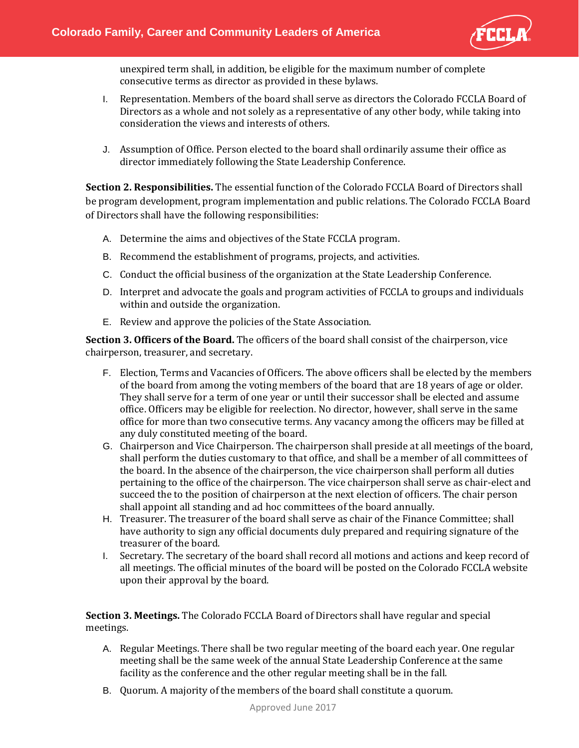unexpired term shall, in addition, be eligible for the maximum number of complete consecutive terms as director as provided in these bylaws.

I. Representation. Members of the board shall serve as directors the Colorado FCCLA Board of Directors as a whole and not solely as a representative of any other body, while taking into consideration the views and interests of others.

J. Assumption of Office. Person elected to the board shall ordinarily assume their office as director immediately following the State Leadership Conference.

**Section 2. Responsibilities.** The essential function of the Colorado FCCLA Board of Directors shall be program development, program implementation and public relations. The Colorado FCCLA Board of Directors shall have the following responsibilities:

A. Determine the aims and objectives of the State FCCLA program.

B. Recommend the establishment of programs, projects, and activities.

C. Conduct the official business of the organization at the State Leadership Conference.

D. Interpret and advocate the goals and program activities of FCCLA to groups and individuals within and outside the organization.

E. Review and approve the policies of the State Association.

**Section 3. Officers of the Board.** The officers of the board shall consist of the chairperson, vice chairperson, treasurer, and secretary.

F. Election, Terms and Vacancies of Officers. The above officers shall be elected by the members of the board from among the voting members of the board that are 18 years of age or older. They shall serve for a term of one year or until their successor shall be elected and assume office. Officers may be eligible for reelection. No director, however, shall serve in the same office for more than two consecutive terms. Any vacancy among the officers may be filled at any duly constituted meeting of the board.

G. Chairperson and Vice Chairperson. The chairperson shall preside at all meetings of the board, shall perform the duties customary to that office, and shall be a member of all committees of the board. In the absence of the chairperson, the vice chairperson shall perform all duties pertaining to the office of the chairperson. The vice chairperson shall serve as chair-elect and succeed the to the position of chairperson at the next election of officers. The chair person shall appoint all standing and ad hoc committees of the board annually.

H. Treasurer. The treasurer of the board shall serve as chair of the Finance Committee; shall have authority to sign any official documents duly prepared and requiring signature of the treasurer of the board.

I. Secretary. The secretary of the board shall record all motions and actions and keep record of all meetings. The official minutes of the board will be posted on the Colorado FCCLA website upon their approval by the board.

**Section 3. Meetings.** The Colorado FCCLA Board of Directors shall have regular and special meetings.

A. Regular Meetings. There shall be two regular meeting of the board each year. One regular meeting shall be the same week of the annual State Leadership Conference at the same facility as the conference and the other regular meeting shall be in the fall.

B. Quorum. A majority of the members of the board shall constitute a quorum.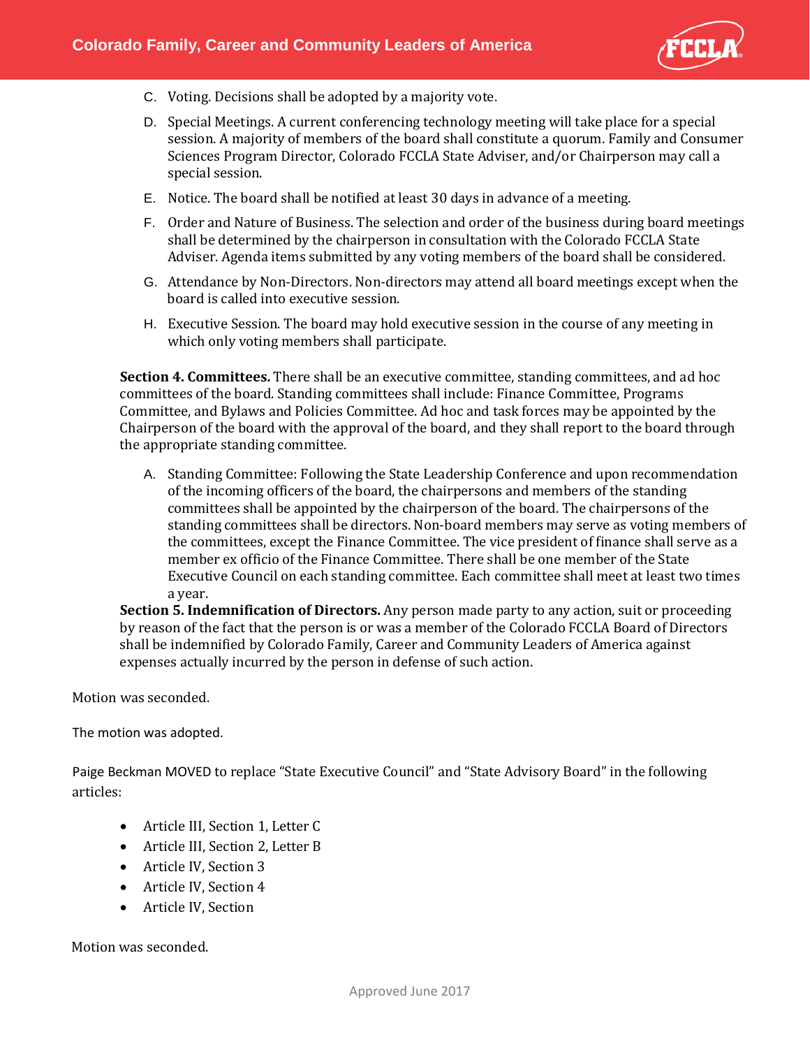C. Voting. Decisions shall be adopted by a majority vote.

D. Special Meetings. A current conferencing technology meeting will take place for a special session. A majority of members of the board shall constitute a quorum. Family and Consumer Sciences Program Director, Colorado FCCLA State Adviser, and/or Chairperson may call a special session.

E. Notice. The board shall be notified at least 30 days in advance of a meeting.

F. Order and Nature of Business. The selection and order of the business during board meetings shall be determined by the chairperson in consultation with the Colorado FCCLA State Adviser. Agenda items submitted by any voting members of the board shall be considered.

G. Attendance by Non-Directors. Non-directors may attend all board meetings except when the board is called into executive session.

H. Executive Session. The board may hold executive session in the course of any meeting in which only voting members shall participate.

**Section 4. Committees.** There shall be an executive committee, standing committees, and ad hoc committees of the board. Standing committees shall include: Finance Committee, Programs Committee, and Bylaws and Policies Committee. Ad hoc and task forces may be appointed by the Chairperson of the board with the approval of the board, and they shall report to the board through the appropriate standing committee.

A. Standing Committee: Following the State Leadership Conference and upon recommendation of the incoming officers of the board, the chairpersons and members of the standing committees shall be appointed by the chairperson of the board. The chairpersons of the standing committees shall be directors. Non-board members may serve as voting members of the committees, except the Finance Committee. The vice president of finance shall serve as a member ex officio of the Finance Committee. There shall be one member of the State Executive Council on each standing committee. Each committee shall meet at least two times a year.

**Section 5. Indemnification of Directors.** Any person made party to any action, suit or proceeding by reason of the fact that the person is or was a member of the Colorado FCCLA Board of Directors shall be indemnified by Colorado Family, Career and Community Leaders of America against expenses actually incurred by the person in defense of such action.

Motion was seconded.

The motion was adopted.

Paige Beckman MOVED to replace "State Executive Council" and "State Advisory Board" in the following articles:

- Article III, Section 1, Letter C
- Article III, Section 2, Letter B
- Article IV, Section 3
- Article IV, Section 4
- Article IV, Section

Motion was seconded.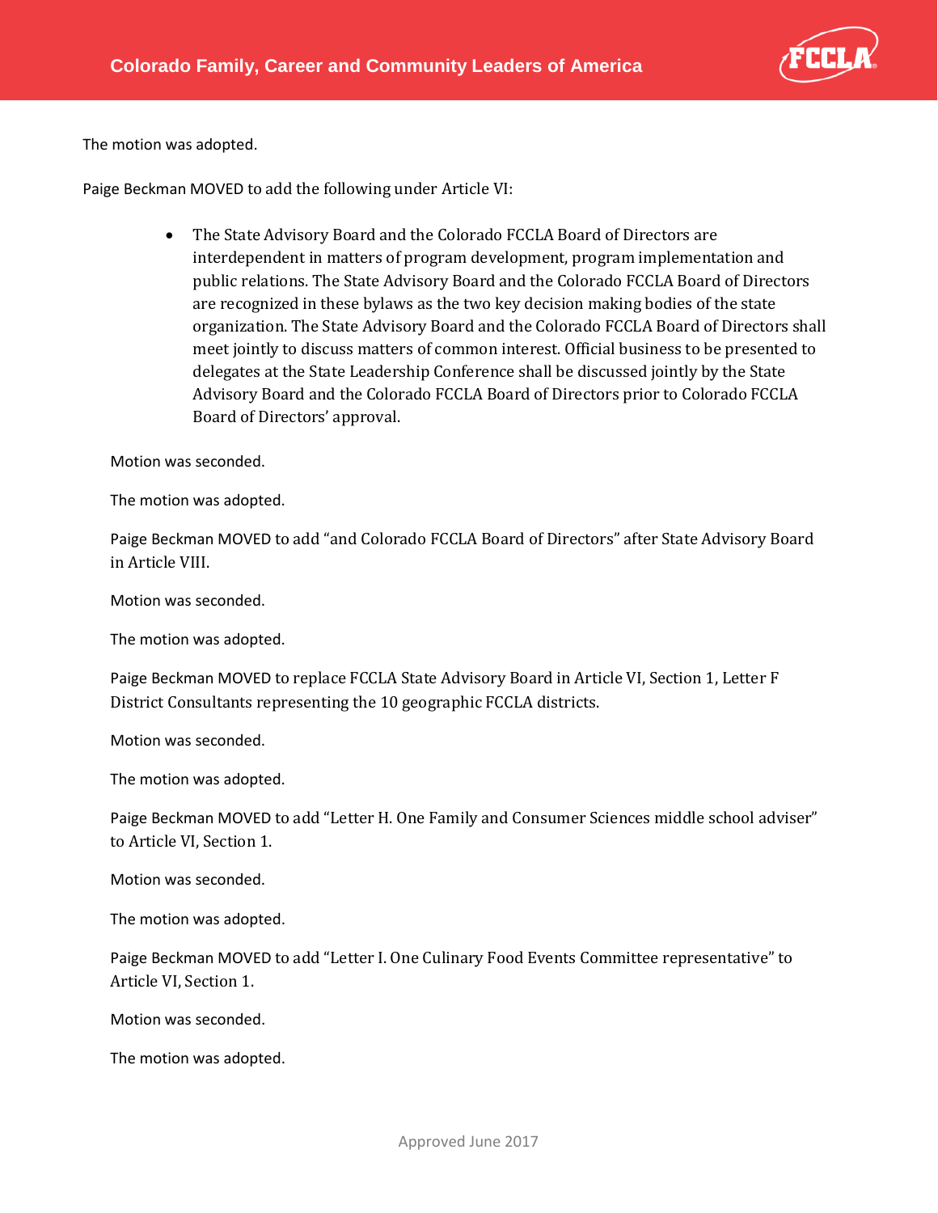The motion was adopted.

Paige Beckman MOVED to add the following under Article VI:

- The State Advisory Board and the Colorado FCCLA Board of Directors are interdependent in matters of program development, program implementation and public relations. The State Advisory Board and the Colorado FCCLA Board of Directors are recognized in these bylaws as the two key decision making bodies of the state organization. The State Advisory Board and the Colorado FCCLA Board of Directors shall meet jointly to discuss matters of common interest. Official business to be presented to delegates at the State Leadership Conference shall be discussed jointly by the State Advisory Board and the Colorado FCCLA Board of Directors prior to Colorado FCCLA Board of Directors' approval.

Motion was seconded.

The motion was adopted.

Paige Beckman MOVED to add "and Colorado FCCLA Board of Directors" after State Advisory Board in Article VIII.

Motion was seconded.

The motion was adopted.

Paige Beckman MOVED to replace FCCLA State Advisory Board in Article VI, Section 1, Letter F District Consultants representing the 10 geographic FCCLA districts.

Motion was seconded.

The motion was adopted.

Paige Beckman MOVED to add "Letter H. One Family and Consumer Sciences middle school adviser" to Article VI, Section 1.

Motion was seconded.

The motion was adopted.

Paige Beckman MOVED to add "Letter I. One Culinary Food Events Committee representative" to Article VI, Section 1.

Motion was seconded.

The motion was adopted.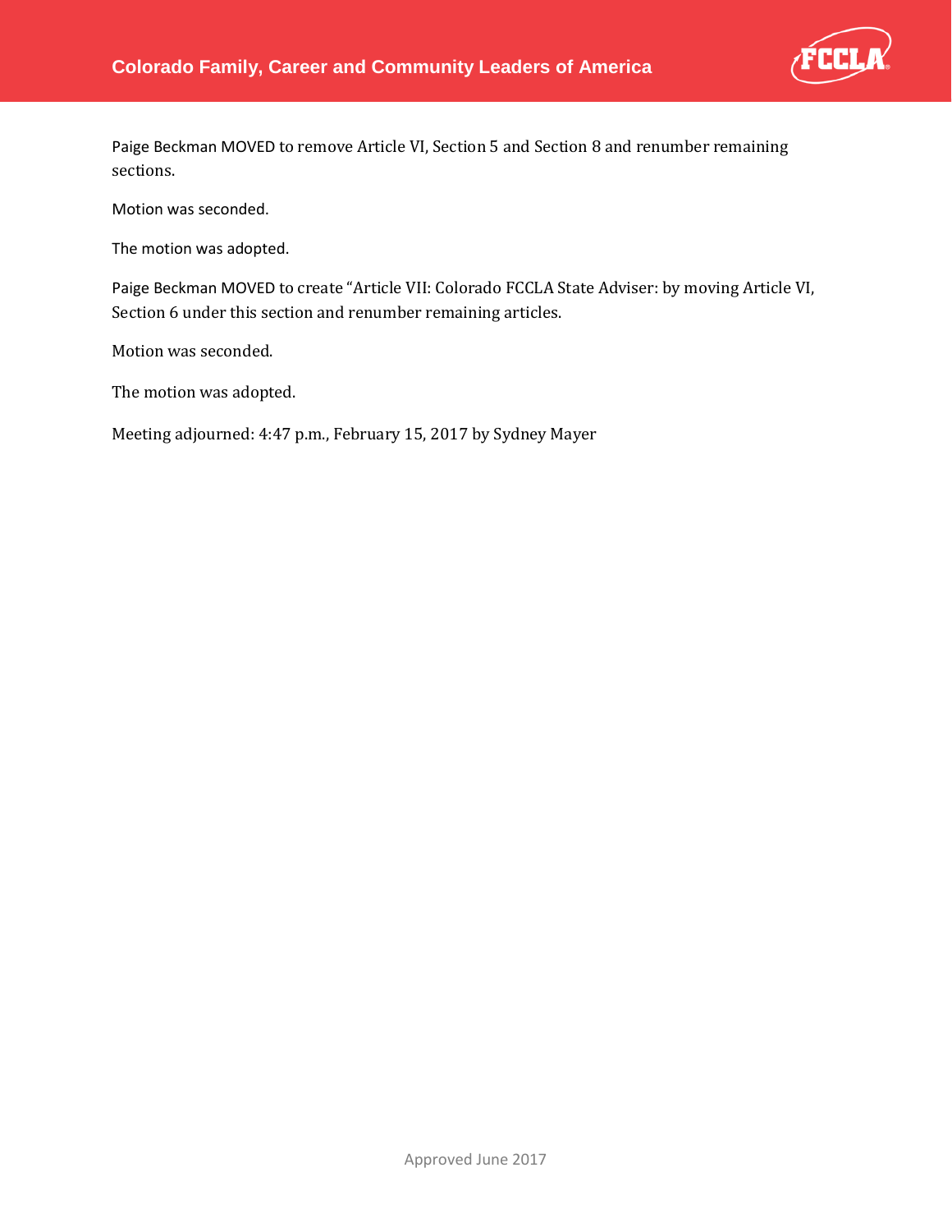Paige Beckman MOVED to remove Article VI, Section 5 and Section 8 and renumber remaining sections.

Motion was seconded.

The motion was adopted.

Paige Beckman MOVED to create "Article VII: Colorado FCCLA State Adviser: by moving Article VI, Section 6 under this section and renumber remaining articles.

Motion was seconded.

The motion was adopted.

Meeting adjourned: 4:47 p.m., February 15, 2017 by Sydney Mayer

Approved June 2017